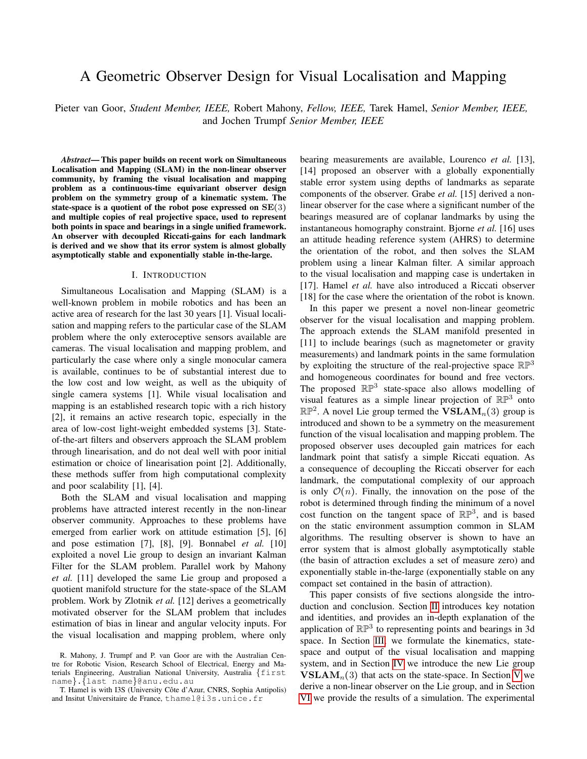# A Geometric Observer Design for Visual Localisation and Mapping

Pieter van Goor, *Student Member, IEEE,* Robert Mahony, *Fellow, IEEE,* Tarek Hamel, *Senior Member, IEEE,* and Jochen Trumpf *Senior Member, IEEE*

***Abstract*— This paper builds on recent work on Simultaneous Localisation and Mapping (SLAM) in the non-linear observer community, by framing the visual localisation and mapping problem as a continuous-time equivariant observer design problem on the symmetry group of a kinematic system. The state-space is a quotient of the robot pose expressed on $\mathbf{SE}(3)$ and multiple copies of real projective space, used to represent both points in space and bearings in a single unified framework. An observer with decoupled Riccati-gains for each landmark is derived and we show that its error system is almost globally asymptotically stable and exponentially stable in-the-large.**

## I. Introduction

Simultaneous Localisation and Mapping (SLAM) is a well-known problem in mobile robotics and has been an active area of research for the last 30 years [1]. Visual localisation and mapping refers to the particular case of the SLAM problem where the only exteroceptive sensors available are cameras. The visual localisation and mapping problem, and particularly the case where only a single monocular camera is available, continues to be of substantial interest due to the low cost and low weight, as well as the ubiquity of single camera systems [1]. While visual localisation and mapping is an established research topic with a rich history [2], it remains an active research topic, especially in the area of low-cost light-weight embedded systems [3]. State-of-the-art filters and observers approach the SLAM problem through linearisation, and do not deal well with poor initial estimation or choice of linearisation point [2]. Additionally, these methods suffer from high computational complexity and poor scalability [1], [4].

Both the SLAM and visual localisation and mapping problems have attracted interest recently in the non-linear observer community. Approaches to these problems have emerged from earlier work on attitude estimation [5], [6] and pose estimation [7], [8], [9]. Bonnabel *et al.* [10] exploited a novel Lie group to design an invariant Kalman Filter for the SLAM problem. Parallel work by Mahony *et al.* [11] developed the same Lie group and proposed a quotient manifold structure for the state-space of the SLAM problem. Work by Zlotnik *et al.* [12] derives a geometrically motivated observer for the SLAM problem that includes estimation of bias in linear and angular velocity inputs. For the visual localisation and mapping problem, where only bearing measurements are available, Lourenco *et al.* [13], [14] proposed an observer with a globally exponentially stable error system using depths of landmarks as separate components of the observer. Grabe *et al.* [15] derived a non-linear observer for the case where a significant number of the bearings measured are of coplanar landmarks by using the instantaneous homography constraint. Bjorne *et al.* [16] uses an attitude heading reference system (AHRS) to determine the orientation of the robot, and then solves the SLAM problem using a linear Kalman filter. A similar approach to the visual localisation and mapping case is undertaken in [17]. Hamel *et al.* have also introduced a Riccati observer [18] for the case where the orientation of the robot is known.

In this paper we present a novel non-linear geometric observer for the visual localisation and mapping problem. The approach extends the SLAM manifold presented in [11] to include bearings (such as magnetometer or gravity measurements) and landmark points in the same formulation by exploiting the structure of the real-projective space $\mathbb{RP}^3$ and homogeneous coordinates for bound and free vectors. The proposed $\mathbb{RP}^3$ state-space also allows modelling of visual features as a simple linear projection of $\mathbb{RP}^3$ onto $\mathbb{RP}^2$. A novel Lie group termed the $\mathbf{VSLAM}_n(3)$ group is introduced and shown to be a symmetry on the measurement function of the visual localisation and mapping problem. The proposed observer uses decoupled gain matrices for each landmark point that satisfy a simple Riccati equation. As a consequence of decoupling the Riccati observer for each landmark, the computational complexity of our approach is only $\mathcal{O}(n)$. Finally, the innovation on the pose of the robot is determined through finding the minimum of a novel cost function on the tangent space of $\mathbb{RP}^3$, and is based on the static environment assumption common in SLAM algorithms. The resulting observer is shown to have an error system that is almost globally asymptotically stable (the basin of attraction excludes a set of measure zero) and exponentially stable in-the-large (exponentially stable on any compact set contained in the basin of attraction).

This paper consists of five sections alongside the introduction and conclusion. Section II introduces key notation and identities, and provides an in-depth explanation of the application of $\mathbb{RP}^3$ to representing points and bearings in 3d space. In Section III, we formulate the kinematics, state-space and output of the visual localisation and mapping system, and in Section IV we introduce the new Lie group $\mathbf{VSLAM}_n(3)$ that acts on the state-space. In Section V we derive a non-linear observer on the Lie group, and in Section VI we provide the results of a simulation. The experimental

R. Mahony, J. Trumpf and P. van Goor are with the Australian Centre for Robotic Vision, Research School of Electrical, Energy and Materials Engineering, Australian National University, Australia {first name}.{last name}@anu.edu.au

T. Hamel is with I3S (University Côte d'Azur, CNRS, Sophia Antipolis) and Insitut Universitaire de France, thamel@i3s.unice.fr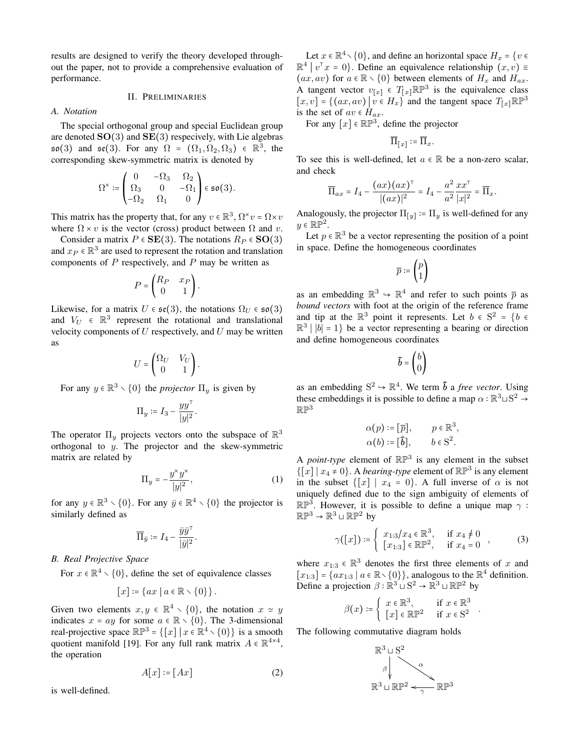results are designed to verify the theory developed throughout the paper, not to provide a comprehensive evaluation of performance.

## II. Preliminaries

### A. Notation

The special orthogonal group and special Euclidean group are denoted $\mathbf{SO}(3)$ and $\mathbf{SE}(3)$ respecively, with Lie algebras $\mathfrak{so}(3)$ and $\mathfrak{se}(3)$. For any $\Omega = (\Omega_1, \Omega_2, \Omega_3) \in \mathbb{R}^3$, the corresponding skew-symmetric matrix is denoted by

$$\Omega^\times := \begin{pmatrix} 0 & -\Omega_3 & \Omega_2 \\ \Omega_3 & 0 & -\Omega_1 \\ -\Omega_2 & \Omega_1 & 0 \end{pmatrix} \in \mathfrak{so}(3).$$

This matrix has the property that, for any $v \in \mathbb{R}^3$, $\Omega^\times v = \Omega \times v$ where $\Omega \times v$ is the vector (cross) product between $\Omega$ and $v$.

Consider a matrix $P \in \mathbf{SE}(3)$. The notations $R_P \in \mathbf{SO}(3)$ and $x_P \in \mathbb{R}^3$ are used to represent the rotation and translation components of $P$ respectively, and $P$ may be written as

$$P = \begin{pmatrix} R_P & x_P \\ 0 & 1 \end{pmatrix}.$$

Likewise, for a matrix $U \in \mathfrak{se}(3)$, the notations $\Omega_U \in \mathfrak{so}(3)$ and $V_U \in \mathbb{R}^3$ represent the rotational and translational velocity components of $U$ respectively, and $U$ may be written as

$$U = \begin{pmatrix} \Omega_U & V_U \\ 0 & 1 \end{pmatrix}.$$

For any $y \in \mathbb{R}^3 \setminus \{0\}$ the *projector* $\Pi_y$ is given by

$$\Pi_y := I_3 - \frac{yy^\top}{|y|^2}.$$

The operator $\Pi_y$ projects vectors onto the subspace of $\mathbb{R}^3$ orthogonal to $y$. The projector and the skew-symmetric matrix are related by

$$\Pi_y = -\frac{y^\times y^\times}{|y|^2}, \tag{1}$$

for any $y \in \mathbb{R}^3 \setminus \{0\}$. For any $\bar{y} \in \mathbb{R}^4 \setminus \{0\}$ the projector is similarly defined as

$$\overline{\Pi}_{\bar{y}} := I_4 - \frac{\bar{y}\bar{y}^\top}{|\bar{y}|^2}.$$

### B. Real Projective Space

For $x \in \mathbb{R}^4 \setminus \{0\}$, define the set of equivalence classes

$$[x] := \{ax \mid a \in \mathbb{R} \setminus \{0\}\}.$$

Given two elements $x, y \in \mathbb{R}^4 \setminus \{0\}$, the notation $x \simeq y$ indicates $x = ay$ for some $a \in \mathbb{R} \setminus \{0\}$. The 3-dimensional real-projective space $\mathbb{RP}^3 = \{[x] \mid x \in \mathbb{R}^4 \setminus \{0\}\}$ is a smooth quotient manifold [19]. For any full rank matrix $A \in \mathbb{R}^{4\times 4}$, the operation

$$A[x] := [Ax] \tag{2}$$

is well-defined.

Let $x \in \mathbb{R}^4 \setminus \{0\}$, and define an horizontal space $H_x = \{v \in \mathbb{R}^4 \mid v^\top x = 0\}$. Define an equivalence relationship $(x, v) \equiv (ax, av)$ for $a \in \mathbb{R} \setminus \{0\}$ between elements of $H_x$ and $H_{ax}$. A tangent vector $v_{[x]} \in T_{[x]}\mathbb{RP}^3$ is the equivalence class $[x, v] = \{(ax, av) \mid v \in H_x\}$ and the tangent space $T_{[x]}\mathbb{RP}^3$ is the set of $av \in H_{ax}$.

For any $[x] \in \mathbb{RP}^3$, define the projector

$$\overline{\Pi}_{[x]} := \overline{\Pi}_x.$$

To see this is well-defined, let $a \in \mathbb{R}$ be a non-zero scalar, and check

$$\overline{\Pi}_{ax} = I_4 - \frac{(ax)(ax)^\top}{|(ax)|^2} = I_4 - \frac{a^2}{a^2}\frac{xx^\top}{|x|^2} = \overline{\Pi}_x.$$

Analogously, the projector $\Pi_{[y]} := \Pi_y$ is well-defined for any $y \in \mathbb{RP}^2$.

Let $p \in \mathbb{R}^3$ be a vector representing the position of a point in space. Define the homogeneous coordinates

$$\overline{p} := \begin{pmatrix} p \\ 1 \end{pmatrix}$$

as an embedding $\mathbb{R}^3 \hookrightarrow \mathbb{R}^4$ and refer to such points $\overline{p}$ as *bound vectors* with foot at the origin of the reference frame and tip at the $\mathbb{R}^3$ point it represents. Let $b \in \mathrm{S}^2 = \{b \in \mathbb{R}^3 \mid |b| = 1\}$ be a vector representing a bearing or direction and define homogeneous coordinates

$$\vec{\overline{b}} = \begin{pmatrix} b \\ 0 \end{pmatrix}$$

as an embedding $\mathrm{S}^2 \hookrightarrow \mathbb{R}^4$. We term $\vec{\overline{b}}$ a *free vector*. Using these embeddings it is possible to define a map $\alpha : \mathbb{R}^3 \sqcup \mathrm{S}^2 \to \mathbb{RP}^3$

$$\alpha(p) := [\overline{p}], \qquad p \in \mathbb{R}^3,$$
$$\alpha(b) := [\vec{\overline{b}}], \qquad b \in \mathrm{S}^2.$$

A *point-type* element of $\mathbb{RP}^3$ is any element in the subset $\{[x] \mid x_4 \neq 0\}$. A *bearing-type* element of $\mathbb{RP}^3$ is any element in the subset $\{[x] \mid x_4 = 0\}$. A full inverse of $\alpha$ is not uniquely defined due to the sign ambiguity of elements of $\mathbb{RP}^3$. However, it is possible to define a unique map $\gamma : \mathbb{RP}^3 \to \mathbb{R}^3 \sqcup \mathbb{RP}^2$ by

$$\gamma([x]) := \begin{cases} x_{1:3}/x_4 \in \mathbb{R}^3, & \text{if } x_4 \neq 0 \\ [x_{1:3}] \in \mathbb{RP}^2, & \text{if } x_4 = 0 \end{cases}, \tag{3}$$

where $x_{1:3} \in \mathbb{R}^3$ denotes the first three elements of $x$ and $[x_{1:3}] = \{ax_{1:3} \mid a \in \mathbb{R} \setminus \{0\}\}$, analogous to the $\mathbb{R}^4$ definition. Define a projection $\beta : \mathbb{R}^3 \sqcup \mathrm{S}^2 \to \mathbb{R}^3 \sqcup \mathbb{RP}^2$ by

$$\beta(x) := \begin{cases} x \in \mathbb{R}^3, & \text{if } x \in \mathbb{R}^3 \\ [x] \in \mathbb{RP}^2 & \text{if } x \in \mathrm{S}^2 \end{cases}.$$

The following commutative diagram holds

$$\begin{array}{ccc} \mathbb{R}^3 \sqcup \mathrm{S}^2 & & \\ \beta \downarrow & \searrow \alpha & \\ \mathbb{R}^3 \sqcup \mathbb{RP}^2 & \xleftarrow{\gamma} & \mathbb{RP}^3 \end{array}$$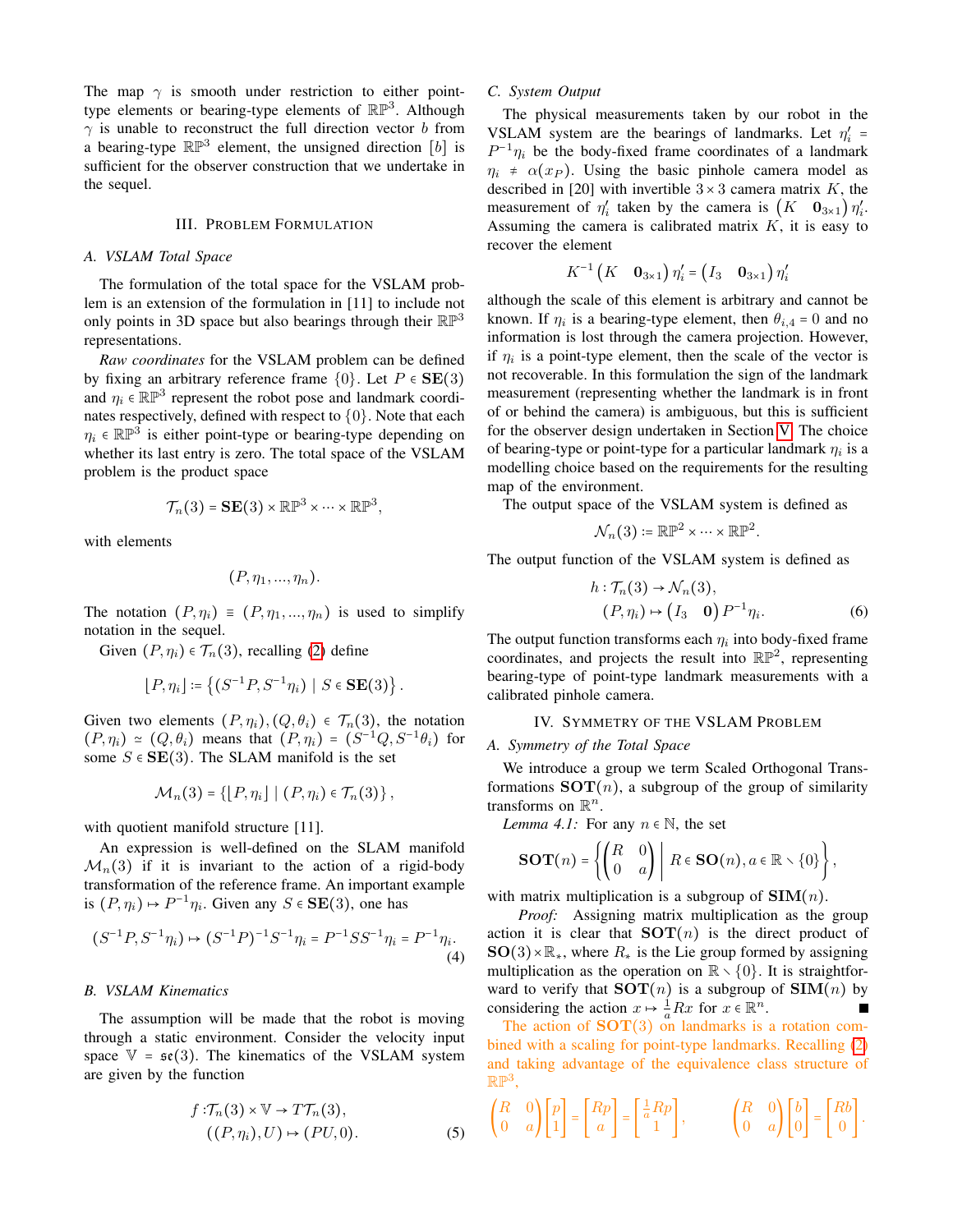The map $\gamma$ is smooth under restriction to either point-type elements or bearing-type elements of $\mathbb{RP}^3$. Although $\gamma$ is unable to reconstruct the full direction vector $b$ from a bearing-type $\mathbb{RP}^3$ element, the unsigned direction $[b]$ is sufficient for the observer construction that we undertake in the sequel.

## III. Problem Formulation

### A. VSLAM Total Space

The formulation of the total space for the VSLAM problem is an extension of the formulation in [11] to include not only points in 3D space but also bearings through their $\mathbb{RP}^3$ representations.

*Raw coordinates* for the VSLAM problem can be defined by fixing an arbitrary reference frame $\{0\}$. Let $P \in \mathbf{SE}(3)$ and $\eta_i \in \mathbb{RP}^3$ represent the robot pose and landmark coordinates respectively, defined with respect to $\{0\}$. Note that each $\eta_i \in \mathbb{RP}^3$ is either point-type or bearing-type depending on whether its last entry is zero. The total space of the VSLAM problem is the product space

$$\mathcal{T}_n(3) = \mathbf{SE}(3) \times \mathbb{RP}^3 \times \cdots \times \mathbb{RP}^3,$$

with elements

$$(P, \eta_1, ..., \eta_n).$$

The notation $(P, \eta_i) \equiv (P, \eta_1, ..., \eta_n)$ is used to simplify notation in the sequel.

Given $(P, \eta_i) \in \mathcal{T}_n(3)$, recalling (2) define

$$\lfloor P, \eta_i \rfloor := \left\{ (S^{-1}P, S^{-1}\eta_i) \mid S \in \mathbf{SE}(3) \right\}.$$

Given two elements $(P, \eta_i), (Q, \theta_i) \in \mathcal{T}_n(3)$, the notation $(P, \eta_i) \simeq (Q, \theta_i)$ means that $(P, \eta_i) = (S^{-1}Q, S^{-1}\theta_i)$ for some $S \in \mathbf{SE}(3)$. The SLAM manifold is the set

$$\mathcal{M}_n(3) = \{\lfloor P, \eta_i \rfloor \mid (P, \eta_i) \in \mathcal{T}_n(3)\},$$

with quotient manifold structure [11].

An expression is well-defined on the SLAM manifold $\mathcal{M}_n(3)$ if it is invariant to the action of a rigid-body transformation of the reference frame. An important example is $(P, \eta_i) \mapsto P^{-1}\eta_i$. Given any $S \in \mathbf{SE}(3)$, one has

$$(S^{-1}P, S^{-1}\eta_i) \mapsto (S^{-1}P)^{-1}S^{-1}\eta_i = P^{-1}SS^{-1}\eta_i = P^{-1}\eta_i. \tag{4}$$

### B. VSLAM Kinematics

The assumption will be made that the robot is moving through a static environment. Consider the velocity input space $\mathbb{V} = \mathfrak{se}(3)$. The kinematics of the VSLAM system are given by the function

$$\begin{aligned} f :& \mathcal{T}_n(3) \times \mathbb{V} \to T\mathcal{T}_n(3), \\ & ((P, \eta_i), U) \mapsto (PU, 0). \end{aligned} \tag{5}$$

### C. System Output

The physical measurements taken by our robot in the VSLAM system are the bearings of landmarks. Let $\eta_i' = P^{-1}\eta_i$ be the body-fixed frame coordinates of a landmark $\eta_i \neq \alpha(x_P)$. Using the basic pinhole camera model as described in [20] with invertible $3 \times 3$ camera matrix $K$, the measurement of $\eta_i'$ taken by the camera is $\begin{pmatrix} K & \mathbf{0}_{3\times 1} \end{pmatrix} \eta_i'$. Assuming the camera is calibrated matrix $K$, it is easy to recover the element

$$K^{-1} \begin{pmatrix} K & \mathbf{0}_{3\times 1} \end{pmatrix} \eta_i' = \begin{pmatrix} I_3 & \mathbf{0}_{3\times 1} \end{pmatrix} \eta_i'$$

although the scale of this element is arbitrary and cannot be known. If $\eta_i$ is a bearing-type element, then $\theta_{i,4} = 0$ and no information is lost through the camera projection. However, if $\eta_i$ is a point-type element, then the scale of the vector is not recoverable. In this formulation the sign of the landmark measurement (representing whether the landmark is in front of or behind the camera) is ambiguous, but this is sufficient for the observer design undertaken in Section V. The choice of bearing-type or point-type for a particular landmark $\eta_i$ is a modelling choice based on the requirements for the resulting map of the environment.

The output space of the VSLAM system is defined as

$$\mathcal{N}_n(3) := \mathbb{RP}^2 \times \cdots \times \mathbb{RP}^2.$$

The output function of the VSLAM system is defined as

$$\begin{aligned} h :& \mathcal{T}_n(3) \to \mathcal{N}_n(3), \\ & (P, \eta_i) \mapsto \begin{pmatrix} I_3 & \mathbf{0} \end{pmatrix} P^{-1}\eta_i. \end{aligned} \tag{6}$$

The output function transforms each $\eta_i$ into body-fixed frame coordinates, and projects the result into $\mathbb{RP}^2$, representing bearing-type of point-type landmark measurements with a calibrated pinhole camera.

## IV. Symmetry of the VSLAM Problem

### A. Symmetry of the Total Space

We introduce a group we term Scaled Orthogonal Transformations $\mathbf{SOT}(n)$, a subgroup of the group of similarity transforms on $\mathbb{R}^n$.

*Lemma 4.1:* For any $n \in \mathbb{N}$, the set

$$\mathbf{SOT}(n) = \left\{ \begin{pmatrix} R & 0 \\ 0 & a \end{pmatrix} \middle| \, R \in \mathbf{SO}(n), a \in \mathbb{R} \setminus \{0\} \right\},$$

with matrix multiplication is a subgroup of $\mathbf{SIM}(n)$.

*Proof:* Assigning matrix multiplication as the group action it is clear that $\mathbf{SOT}(n)$ is the direct product of $\mathbf{SO}(3) \times \mathbb{R}_*$, where $R_*$ is the Lie group formed by assigning multiplication as the operation on $\mathbb{R} \setminus \{0\}$. It is straightforward to verify that $\mathbf{SOT}(n)$ is a subgroup of $\mathbf{SIM}(n)$ by considering the action $x \mapsto \frac{1}{a}Rx$ for $x \in \mathbb{R}^n$. ∎

The action of $\mathbf{SOT}(3)$ on landmarks is a rotation combined with a scaling for point-type landmarks. Recalling (2) and taking advantage of the equivalence class structure of $\mathbb{RP}^3$,

$$\begin{pmatrix} R & 0 \\ 0 & a \end{pmatrix} \begin{bmatrix} p \\ 1 \end{bmatrix} = \begin{bmatrix} Rp \\ a \end{bmatrix} = \begin{bmatrix} \frac{1}{a}Rp \\ 1 \end{bmatrix}, \qquad \begin{pmatrix} R & 0 \\ 0 & a \end{pmatrix} \begin{bmatrix} b \\ 0 \end{bmatrix} = \begin{bmatrix} Rb \\ 0 \end{bmatrix}.$$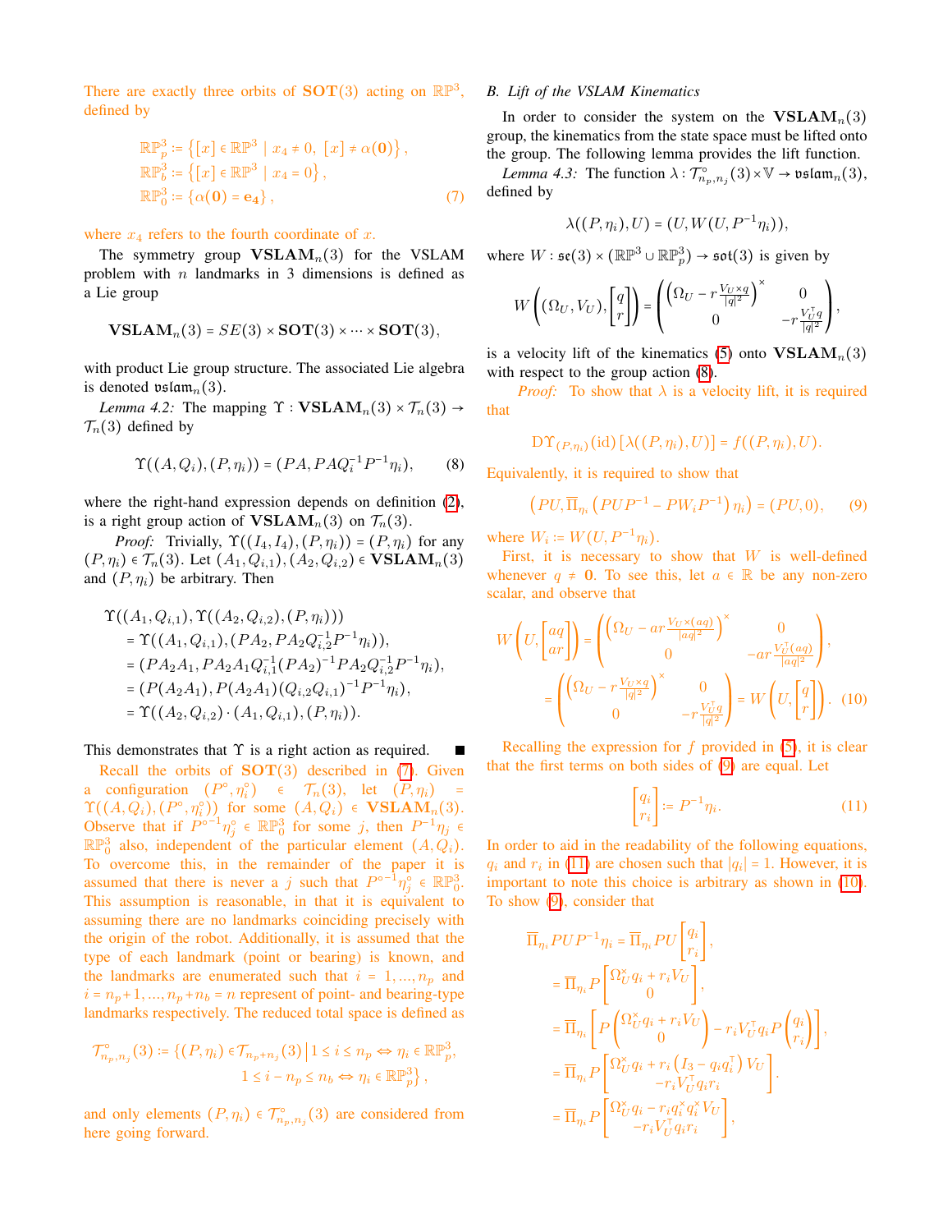There are exactly three orbits of $\mathbf{SOT}(3)$ acting on $\mathbb{RP}^3$, defined by

$$
\begin{aligned}
\mathbb{RP}^3_p &:= \left\{[x] \in \mathbb{RP}^3 \mid x_4 \neq 0,\ [x] \neq \alpha(\mathbf{0})\right\},\\
\mathbb{RP}^3_b &:= \left\{[x] \in \mathbb{RP}^3 \mid x_4 = 0\right\},\\
\mathbb{RP}^3_0 &:= \{\alpha(\mathbf{0}) = \mathbf{e_4}\},
\end{aligned} \tag{7}
$$

where $x_4$ refers to the fourth coordinate of $x$.

The symmetry group $\mathbf{VSLAM}_n(3)$ for the VSLAM problem with $n$ landmarks in 3 dimensions is defined as a Lie group

$$
\mathbf{VSLAM}_n(3) = SE(3) \times \mathbf{SOT}(3) \times \cdots \times \mathbf{SOT}(3),
$$

with product Lie group structure. The associated Lie algebra is denoted $\mathfrak{vslam}_n(3)$.

*Lemma 4.2:* The mapping $\Upsilon : \mathbf{VSLAM}_n(3) \times \mathcal{T}_n(3) \to \mathcal{T}_n(3)$ defined by

$$
\Upsilon((A, Q_i), (P, \eta_i)) = (PA, PAQ_i^{-1}P^{-1}\eta_i), \tag{8}
$$

where the right-hand expression depends on definition (2), is a right group action of $\mathbf{VSLAM}_n(3)$ on $\mathcal{T}_n(3)$.

*Proof:* Trivially, $\Upsilon((I_4, I_4), (P, \eta_i)) = (P, \eta_i)$ for any $(P, \eta_i) \in \mathcal{T}_n(3)$. Let $(A_1, Q_{i,1}), (A_2, Q_{i,2}) \in \mathbf{VSLAM}_n(3)$ and $(P, \eta_i)$ be arbitrary. Then

$$
\begin{aligned}
&\Upsilon((A_1, Q_{i,1}), \Upsilon((A_2, Q_{i,2}), (P, \eta_i)))\\
&\quad = \Upsilon((A_1, Q_{i,1}), (PA_2, PA_2Q_{i,2}^{-1}P^{-1}\eta_i)),\\
&\quad = (PA_2A_1, PA_2A_1Q_{i,1}^{-1}(PA_2)^{-1}PA_2Q_{i,2}^{-1}P^{-1}\eta_i),\\
&\quad = (P(A_2A_1), P(A_2A_1)(Q_{i,2}Q_{i,1})^{-1}P^{-1}\eta_i),\\
&\quad = \Upsilon((A_2, Q_{i,2}) \cdot (A_1, Q_{i,1}), (P, \eta_i)).
\end{aligned}
$$

This demonstrates that $\Upsilon$ is a right action as required. ∎

Recall the orbits of $\mathbf{SOT}(3)$ described in (7). Given a configuration $(P^\circ, \eta_i^\circ) \in \mathcal{T}_n(3)$, let $(P, \eta_i) = \Upsilon((A, Q_i), (P^\circ, \eta_i^\circ))$ for some $(A, Q_i) \in \mathbf{VSLAM}_n(3)$. Observe that if $P^{\circ -1}\eta_j^\circ \in \mathbb{RP}^3_0$ for some $j$, then $P^{-1}\eta_j \in \mathbb{RP}^3_0$ also, independent of the particular element $(A, Q_i)$. To overcome this, in the remainder of the paper it is assumed that there is never a $j$ such that $P^{\circ -1}\eta_j^\circ \in \mathbb{RP}^3_0$. This assumption is reasonable, in that it is equivalent to assuming there are no landmarks coinciding precisely with the origin of the robot. Additionally, it is assumed that the type of each landmark (point or bearing) is known, and the landmarks are enumerated such that $i = 1, \ldots, n_p$ and $i = n_p+1, \ldots, n_p+n_b = n$ represent of point- and bearing-type landmarks respectively. The reduced total space is defined as

$$
\begin{aligned}
\mathcal{T}^\circ_{n_p,n_j}(3) := \{(P, \eta_i) \in \mathcal{T}_{n_p+n_j}(3) \,|\, 1 \le i \le n_p \Leftrightarrow \eta_i \in \mathbb{RP}^3_p,\\
1 \le i - n_p \le n_b \Leftrightarrow \eta_i \in \mathbb{RP}^3_p\},
\end{aligned}
$$

and only elements $(P, \eta_i) \in \mathcal{T}^\circ_{n_p,n_j}(3)$ are considered from here going forward.

### B. Lift of the VSLAM Kinematics

In order to consider the system on the $\mathbf{VSLAM}_n(3)$ group, the kinematics from the state space must be lifted onto the group. The following lemma provides the lift function.

*Lemma 4.3:* The function $\lambda : \mathcal{T}^\circ_{n_p,n_j}(3) \times \mathbb{V} \to \mathfrak{vslam}_n(3)$, defined by

$$
\lambda((P, \eta_i), U) = (U, W(U, P^{-1}\eta_i)),
$$

where $W : \mathfrak{se}(3) \times (\mathbb{RP}^3 \cup \mathbb{RP}^3_p) \to \mathfrak{sot}(3)$ is given by

$$
W\left((\Omega_U, V_U), \begin{bmatrix} q \\ r \end{bmatrix}\right) = \begin{pmatrix} \left(\Omega_U - r\frac{V_U \times q}{|q|^2}\right)^\times & 0 \\ 0 & -r\frac{V_U^\top q}{|q|^2} \end{pmatrix},
$$

is a velocity lift of the kinematics (5) onto $\mathbf{VSLAM}_n(3)$ with respect to the group action (8).

*Proof:* To show that $\lambda$ is a velocity lift, it is required that

$$
\mathrm{D}\Upsilon_{(P,\eta_i)}(\mathrm{id})\left[\lambda((P, \eta_i), U)\right] = f((P, \eta_i), U).
$$

Equivalently, it is required to show that

$$
\left(PU, \overline{\Pi}_{\eta_i}\left(PUP^{-1} - PW_iP^{-1}\right)\eta_i\right) = (PU, 0), \tag{9}
$$

where $W_i := W(U, P^{-1}\eta_i)$.

First, it is necessary to show that $W$ is well-defined whenever $q \neq \mathbf{0}$. To see this, let $a \in \mathbb{R}$ be any non-zero scalar, and observe that

$$
\begin{aligned}
W\left(U, \begin{bmatrix} aq \\ ar \end{bmatrix}\right) &= \begin{pmatrix} \left(\Omega_U - ar\frac{V_U \times (aq)}{|aq|^2}\right)^\times & 0 \\ 0 & -ar\frac{V_U^\top (aq)}{|aq|^2} \end{pmatrix},\\
&= \begin{pmatrix} \left(\Omega_U - r\frac{V_U \times q}{|q|^2}\right)^\times & 0 \\ 0 & -r\frac{V_U^\top q}{|q|^2} \end{pmatrix} = W\left(U, \begin{bmatrix} q \\ r \end{bmatrix}\right).
\end{aligned} \tag{10}
$$

Recalling the expression for $f$ provided in (5), it is clear that the first terms on both sides of (9) are equal. Let

$$
\begin{bmatrix} q_i \\ r_i \end{bmatrix} := P^{-1}\eta_i. \tag{11}
$$

In order to aid in the readability of the following equations, $q_i$ and $r_i$ in (11) are chosen such that $|q_i| = 1$. However, it is important to note this choice is arbitrary as shown in (10). To show (9), consider that

$$
\begin{aligned}
\overline{\Pi}_{\eta_i} PUP^{-1}\eta_i &= \overline{\Pi}_{\eta_i} PU\begin{bmatrix} q_i \\ r_i \end{bmatrix},\\
&= \overline{\Pi}_{\eta_i} P\begin{bmatrix} \Omega_U^\times q_i + r_iV_U \\ 0 \end{bmatrix},\\
&= \overline{\Pi}_{\eta_i}\left[P\begin{pmatrix} \Omega_U^\times q_i + r_iV_U \\ 0 \end{pmatrix} - r_iV_U^\top q_iP\begin{pmatrix} q_i \\ r_i \end{pmatrix}\right],\\
&= \overline{\Pi}_{\eta_i} P\begin{bmatrix} \Omega_U^\times q_i + r_i\left(I_3 - q_iq_i^\top\right)V_U \\ -r_iV_U^\top q_ir_i \end{bmatrix},\\
&= \overline{\Pi}_{\eta_i} P\begin{bmatrix} \Omega_U^\times q_i - r_iq_i^\times q_i^\times V_U \\ -r_iV_U^\top q_ir_i \end{bmatrix},
\end{aligned}
$$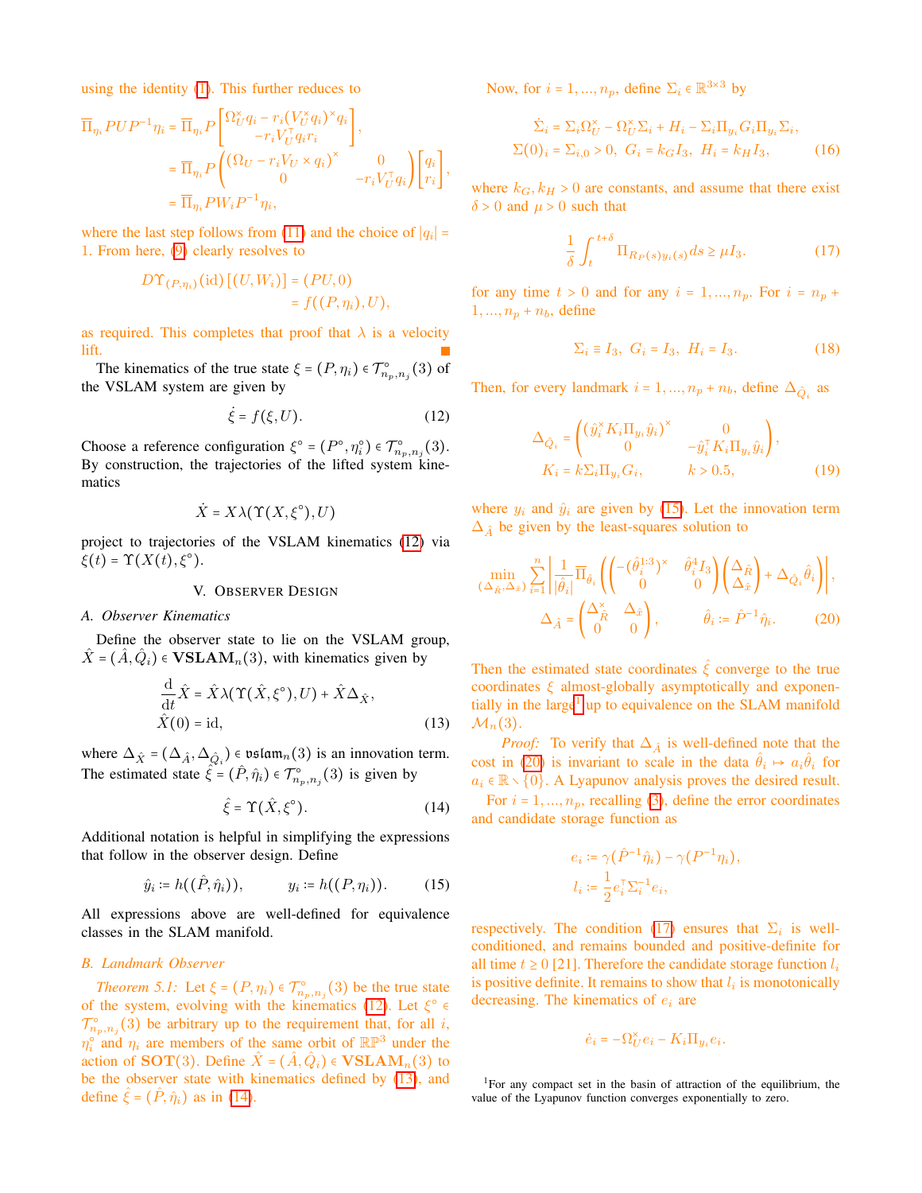using the identity (1). This further reduces to

$$
\begin{aligned}
\overline{\Pi}_{\eta_i} P U P^{-1} \eta_i &= \overline{\Pi}_{\eta_i} P \begin{bmatrix} \Omega_U^\times q_i - r_i (V_U^\times q_i)^\times q_i \\ -r_i V_U^\top q_i r_i \end{bmatrix}, \\
&= \overline{\Pi}_{\eta_i} P \begin{pmatrix} (\Omega_U - r_i V_U \times q_i)^\times & 0 \\ 0 & -r_i V_U^\top q_i \end{pmatrix} \begin{bmatrix} q_i \\ r_i \end{bmatrix}, \\
&= \overline{\Pi}_{\eta_i} P W_i P^{-1} \eta_i,
\end{aligned}
$$

where the last step follows from (11) and the choice of $|q_i| = 1$. From here, (9) clearly resolves to

$$
\begin{aligned}
D\Upsilon_{(P,\eta_i)}(\mathrm{id})\left[(U, W_i)\right] &= (PU, 0) \\
&= f((P, \eta_i), U),
\end{aligned}
$$

as required. This completes that proof that $\lambda$ is a velocity lift. ∎

The kinematics of the true state $\xi = (P, \eta_i) \in \mathcal{T}^\circ_{n_p,n_j}(3)$ of the VSLAM system are given by

$$
\dot{\xi} = f(\xi, U). \tag{12}
$$

Choose a reference configuration $\xi^\circ = (P^\circ, \eta_i^\circ) \in \mathcal{T}^\circ_{n_p,n_j}(3)$. By construction, the trajectories of the lifted system kinematics

$$
\dot{X} = X\lambda(\Upsilon(X, \xi^\circ), U)
$$

project to trajectories of the VSLAM kinematics (12) via $\xi(t) = \Upsilon(X(t), \xi^\circ)$.

## V. Observer Design

### A. Observer Kinematics

Define the observer state to lie on the VSLAM group, $\hat{X} = (\hat{A}, \hat{Q}_i) \in \mathbf{VSLAM}_n(3)$, with kinematics given by

$$
\begin{aligned}
\frac{\mathrm{d}}{\mathrm{d}t}\hat{X} &= \hat{X}\lambda(\Upsilon(\hat{X}, \xi^\circ), U) + \hat{X}\Delta_{\hat{X}}, \\
\hat{X}(0) &= \mathrm{id},
\end{aligned} \tag{13}
$$

where $\Delta_{\hat{X}} = (\Delta_{\hat{A}}, \Delta_{\hat{Q}_i}) \in \mathfrak{vslam}_n(3)$ is an innovation term. The estimated state $\hat{\xi} = (\hat{P}, \hat{\eta}_i) \in \mathcal{T}^\circ_{n_p,n_j}(3)$ is given by

$$
\hat{\xi} = \Upsilon(\hat{X}, \xi^\circ). \tag{14}
$$

Additional notation is helpful in simplifying the expressions that follow in the observer design. Define

$$
\hat{y}_i := h((\hat{P}, \hat{\eta}_i)), \qquad y_i := h((P, \eta_i)). \tag{15}
$$

All expressions above are well-defined for equivalence classes in the SLAM manifold.

### B. Landmark Observer

*Theorem 5.1:* Let $\xi = (P, \eta_i) \in \mathcal{T}^\circ_{n_p,n_j}(3)$ be the true state of the system, evolving with the kinematics (12). Let $\xi^\circ \in \mathcal{T}^\circ_{n_p,n_j}(3)$ be arbitrary up to the requirement that, for all $i$, $\eta_i^\circ$ and $\eta_i$ are members of the same orbit of $\mathbb{RP}^3$ under the action of $\mathbf{SOT}(3)$. Define $\hat{X} = (\hat{A}, \hat{Q}_i) \in \mathbf{VSLAM}_n(3)$ to be the observer state with kinematics defined by (13), and define $\hat{\xi} = (\hat{P}, \hat{\eta}_i)$ as in (14).

Now, for $i = 1, ..., n_p$, define $\Sigma_i \in \mathbb{R}^{3\times 3}$ by

$$
\begin{aligned}
\dot{\Sigma}_i &= \Sigma_i \Omega_U^\times - \Omega_U^\times \Sigma_i + H_i - \Sigma_i \Pi_{y_i} G_i \Pi_{y_i} \Sigma_i, \\
\Sigma(0)_i &= \Sigma_{i,0} > 0, \;\; G_i = k_G I_3, \;\; H_i = k_H I_3,
\end{aligned} \tag{16}
$$

where $k_G, k_H > 0$ are constants, and assume that there exist $\delta > 0$ and $\mu > 0$ such that

$$
\frac{1}{\delta}\int_t^{t+\delta} \Pi_{R_P(s) y_i(s)} ds \geq \mu I_3. \tag{17}
$$

for any time $t > 0$ and for any $i = 1, ..., n_p$. For $i = n_p + 1, ..., n_p + n_b$, define

$$
\Sigma_i \equiv I_3, \;\; G_i = I_3, \;\; H_i = I_3. \tag{18}
$$

Then, for every landmark $i = 1, ..., n_p + n_b$, define $\Delta_{\hat{Q}_i}$ as

$$
\begin{aligned}
\Delta_{\hat{Q}_i} &= \begin{pmatrix} (\hat{y}_i^\times K_i \Pi_{y_i} \hat{y}_i)^\times & 0 \\ 0 & -\hat{y}_i^\top K_i \Pi_{y_i} \hat{y}_i \end{pmatrix}, \\
K_i &= k \Sigma_i \Pi_{y_i} G_i, \qquad\qquad k > 0.5,
\end{aligned} \tag{19}
$$

where $y_i$ and $\hat{y}_i$ are given by (15). Let the innovation term $\Delta_{\hat{A}}$ be given by the least-squares solution to

$$
\begin{aligned}
&\min_{(\Delta_{\hat{R}}, \Delta_{\hat{x}})} \sum_{i=1}^{n} \left| \frac{1}{|\hat{\theta}_i|} \overline{\Pi}_{\hat{\theta}_i} \left( \begin{pmatrix} -(\hat{\theta}_i^{1:3})^\times & \hat{\theta}_i^4 I_3 \\ 0 & 0 \end{pmatrix} \begin{pmatrix} \Delta_{\hat{R}} \\ \Delta_{\hat{x}} \end{pmatrix} + \Delta_{\hat{Q}_i} \hat{\theta}_i \right) \right|, \\
&\Delta_{\hat{A}} = \begin{pmatrix} \Delta_{\hat{R}}^\times & \Delta_{\hat{x}} \\ 0 & 0 \end{pmatrix}, \qquad\qquad \hat{\theta}_i := \hat{P}^{-1}\hat{\eta}_i.
\end{aligned} \tag{20}
$$

Then the estimated state coordinates $\hat{\xi}$ converge to the true coordinates $\xi$ almost-globally asymptotically and exponentially in the large[1] up to equivalence on the SLAM manifold $\mathcal{M}_n(3)$.

*Proof:* To verify that $\Delta_{\hat{A}}$ is well-defined note that the cost in (20) is invariant to scale in the data $\hat{\theta}_i \mapsto a_i \hat{\theta}_i$ for $a_i \in \mathbb{R} \setminus \{0\}$. A Lyapunov analysis proves the desired result.

For $i = 1, ..., n_p$, recalling (3), define the error coordinates and candidate storage function as

$$
\begin{aligned}
e_i &:= \gamma(\hat{P}^{-1}\hat{\eta}_i) - \gamma(P^{-1}\eta_i), \\
l_i &:= \frac{1}{2} e_i^\top \Sigma_i^{-1} e_i,
\end{aligned}
$$

respectively. The condition (17) ensures that $\Sigma_i$ is well-conditioned, and remains bounded and positive-definite for all time $t \geq 0$ [21]. Therefore the candidate storage function $l_i$ is positive definite. It remains to show that $l_i$ is monotonically decreasing. The kinematics of $e_i$ are

$$
\dot{e}_i = -\Omega_U^\times e_i - K_i \Pi_{y_i} e_i.
$$

[1] For any compact set in the basin of attraction of the equilibrium, the value of the Lyapunov function converges exponentially to zero.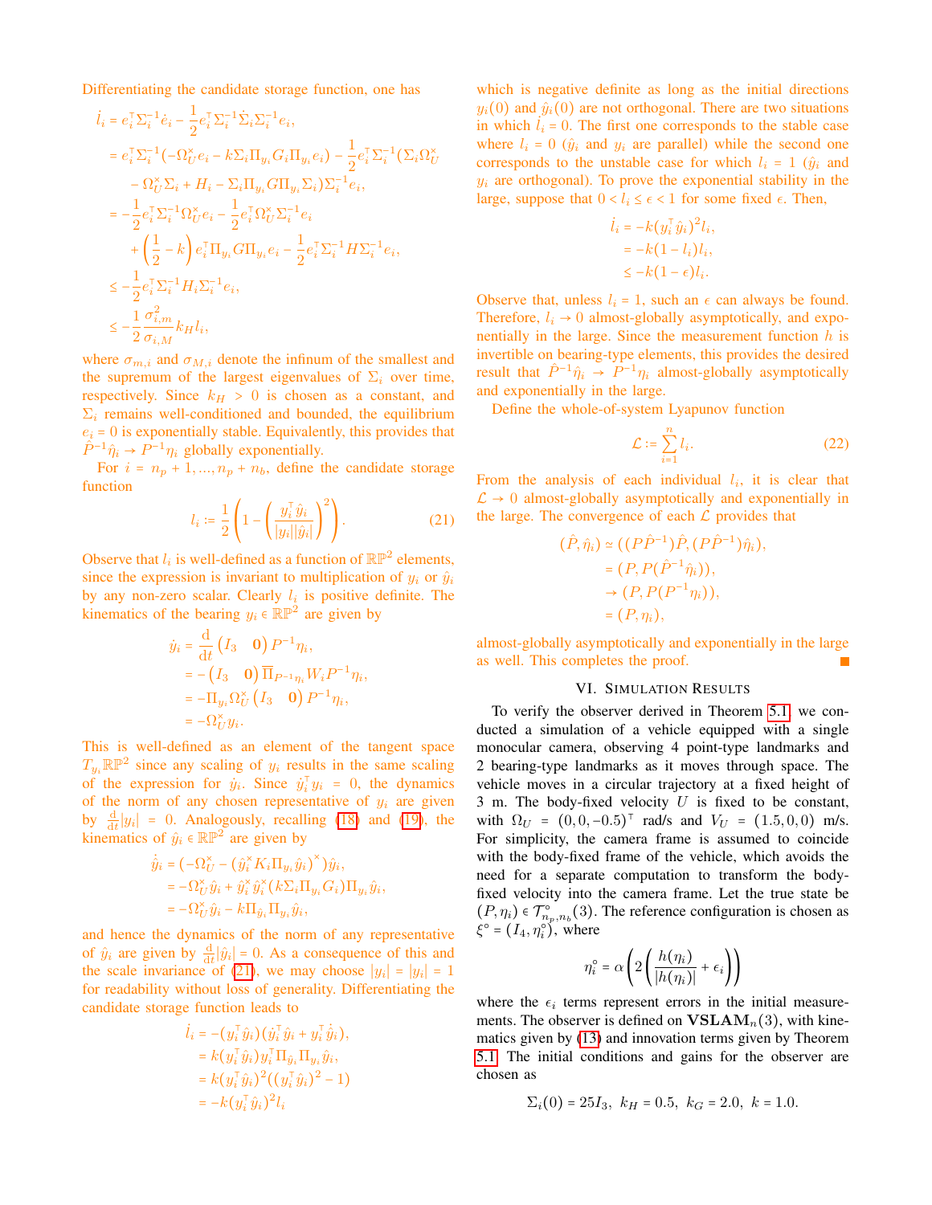Differentiating the candidate storage function, one has

$$
\begin{aligned}
\dot{l}_i &= e_i^\top \Sigma_i^{-1} \dot{e}_i - \frac{1}{2} e_i^\top \Sigma_i^{-1} \dot{\Sigma}_i \Sigma_i^{-1} e_i, \\
&= e_i^\top \Sigma_i^{-1} (-\Omega_U^\times e_i - k \Sigma_i \Pi_{y_i} G_i \Pi_{y_i} e_i) - \frac{1}{2} e_i^\top \Sigma_i^{-1} (\Sigma_i \Omega_U^\times \\
&\quad - \Omega_U^\times \Sigma_i + H_i - \Sigma_i \Pi_{y_i} G \Pi_{y_i} \Sigma_i) \Sigma_i^{-1} e_i, \\
&= -\frac{1}{2} e_i^\top \Sigma_i^{-1} \Omega_U^\times e_i - \frac{1}{2} e_i^\top \Omega_U^\times \Sigma_i^{-1} e_i \\
&\quad + \left( \frac{1}{2} - k \right) e_i^\top \Pi_{y_i} G \Pi_{y_i} e_i - \frac{1}{2} e_i^\top \Sigma_i^{-1} H \Sigma_i^{-1} e_i, \\
&\leq -\frac{1}{2} e_i^\top \Sigma_i^{-1} H_i \Sigma_i^{-1} e_i, \\
&\leq -\frac{1}{2} \frac{\sigma_{i,m}^2}{\sigma_{i,M}} k_H l_i,
\end{aligned}
$$

where $\sigma_{m,i}$ and $\sigma_{M,i}$ denote the infinum of the smallest and the supremum of the largest eigenvalues of $\Sigma_i$ over time, respectively. Since $k_H > 0$ is chosen as a constant, and $\Sigma_i$ remains well-conditioned and bounded, the equilibrium $e_i = 0$ is exponentially stable. Equivalently, this provides that $\hat{P}^{-1} \hat{\eta}_i \to P^{-1} \eta_i$ globally exponentially.

For $i = n_p + 1, ..., n_p + n_b$, define the candidate storage function

$$
l_i := \frac{1}{2} \left( 1 - \left( \frac{y_i^\top \hat{y}_i}{|y_i||\hat{y}_i|} \right)^2 \right). \tag{21}
$$

Observe that $l_i$ is well-defined as a function of $\mathbb{RP}^2$ elements, since the expression is invariant to multiplication of $y_i$ or $\hat{y}_i$ by any non-zero scalar. Clearly $l_i$ is positive definite. The kinematics of the bearing $y_i \in \mathbb{RP}^2$ are given by

$$
\begin{aligned}
\dot{y}_i &= \frac{\mathrm{d}}{\mathrm{d}t} \begin{pmatrix} I_3 & 0 \end{pmatrix} P^{-1} \eta_i, \\
&= - \begin{pmatrix} I_3 & 0 \end{pmatrix} \overline{\Pi}_{P^{-1}\eta_i} W_i P^{-1} \eta_i, \\
&= -\Pi_{y_i} \Omega_U^\times \begin{pmatrix} I_3 & 0 \end{pmatrix} P^{-1} \eta_i, \\
&= -\Omega_U^\times y_i.
\end{aligned}
$$

This is well-defined as an element of the tangent space $T_{y_i} \mathbb{RP}^2$ since any scaling of $y_i$ results in the same scaling of the expression for $\dot{y}_i$. Since $\dot{y}_i^\top y_i = 0$, the dynamics of the norm of any chosen representative of $y_i$ are given by $\frac{\mathrm{d}}{\mathrm{d}t} |y_i| = 0$. Analogously, recalling (18) and (19), the kinematics of $\hat{y}_i \in \mathbb{RP}^2$ are given by

$$
\begin{aligned}
\dot{\hat{y}}_i &= (-\Omega_U^\times - (\hat{y}_i^\times K_i \Pi_{y_i} \hat{y}_i)^\times) \hat{y}_i, \\
&= -\Omega_U^\times \hat{y}_i + \hat{y}_i^\times \hat{y}_i^\times (k \Sigma_i \Pi_{y_i} G_i) \Pi_{y_i} \hat{y}_i, \\
&= -\Omega_U^\times \hat{y}_i - k \Pi_{\hat{y}_i} \Pi_{y_i} \hat{y}_i,
\end{aligned}
$$

and hence the dynamics of the norm of any representative of $\hat{y}_i$ are given by $\frac{\mathrm{d}}{\mathrm{d}t} |\hat{y}_i| = 0$. As a consequence of this and the scale invariance of (21), we may choose $|y_i| = |y_i| = 1$ for readability without loss of generality. Differentiating the candidate storage function leads to

$$
\begin{aligned}
\dot{l}_i &= -(y_i^\top \hat{y}_i)(\dot{y}_i^\top \hat{y}_i + y_i^\top \dot{\hat{y}}_i), \\
&= k (y_i^\top \hat{y}_i) y_i^\top \Pi_{\hat{y}_i} \Pi_{y_i} \hat{y}_i, \\
&= k (y_i^\top \hat{y}_i)^2 ((y_i^\top \hat{y}_i)^2 - 1) \\
&= -k (y_i^\top \hat{y}_i)^2 l_i
\end{aligned}
$$

which is negative definite as long as the initial directions $y_i(0)$ and $\hat{y}_i(0)$ are not orthogonal. There are two situations in which $\dot{l}_i = 0$. The first one corresponds to the stable case where $l_i = 0$ ($\hat{y}_i$ and $y_i$ are parallel) while the second one corresponds to the unstable case for which $l_i = 1$ ($\hat{y}_i$ and $y_i$ are orthogonal). To prove the exponential stability in the large, suppose that $0 < l_i \leq \epsilon < 1$ for some fixed $\epsilon$. Then,

$$
\begin{aligned}
\dot{l}_i &= -k (y_i^\top \hat{y}_i)^2 l_i, \\
&= -k (1 - l_i) l_i, \\
&\leq -k (1 - \epsilon) l_i.
\end{aligned}
$$

Observe that, unless $l_i = 1$, such an $\epsilon$ can always be found. Therefore, $l_i \to 0$ almost-globally asymptotically, and exponentially in the large. Since the measurement function $h$ is invertible on bearing-type elements, this provides the desired result that $\hat{P}^{-1} \hat{\eta}_i \to P^{-1} \eta_i$ almost-globally asymptotically and exponentially in the large.

Define the whole-of-system Lyapunov function

$$
\mathcal{L} := \sum_{i=1}^{n} l_i. \tag{22}
$$

From the analysis of each individual $l_i$, it is clear that $\mathcal{L} \to 0$ almost-globally asymptotically and exponentially in the large. The convergence of each $\mathcal{L}$ provides that

$$
\begin{aligned}
(\hat{P}, \hat{\eta}_i) &\simeq ((P \hat{P}^{-1}) \hat{P}, (P \hat{P}^{-1}) \hat{\eta}_i), \\
&= (P, P(\hat{P}^{-1} \hat{\eta}_i)), \\
&\to (P, P(P^{-1} \eta_i)), \\
&= (P, \eta_i),
\end{aligned}
$$

almost-globally asymptotically and exponentially in the large as well. This completes the proof. ■

## VI. Simulation Results

To verify the observer derived in Theorem 5.1, we conducted a simulation of a vehicle equipped with a single monocular camera, observing 4 point-type landmarks and 2 bearing-type landmarks as it moves through space. The vehicle moves in a circular trajectory at a fixed height of 3 m. The body-fixed velocity $U$ is fixed to be constant, with $\Omega_U = (0, 0, -0.5)^\top$ rad/s and $V_U = (1.5, 0, 0)$ m/s. For simplicity, the camera frame is assumed to coincide with the body-fixed frame of the vehicle, which avoids the need for a separate computation to transform the body-fixed velocity into the camera frame. Let the true state be $(P, \eta_i) \in \mathcal{T}^\circ_{n_p, n_b}(3)$. The reference configuration is chosen as $\xi^\circ = (I_4, \eta_i^\circ)$, where

$$
\eta_i^\circ = \alpha \left( 2 \left( \frac{h(\eta_i)}{|h(\eta_i)|} + \epsilon_i \right) \right)
$$

where the $\epsilon_i$ terms represent errors in the initial measurements. The observer is defined on $\mathbf{VSLAM}_n(3)$, with kinematics given by (13) and innovation terms given by Theorem 5.1. The initial conditions and gains for the observer are chosen as

$$
\Sigma_i(0) = 25 I_3, \ k_H = 0.5, \ k_G = 2.0, \ k = 1.0.
$$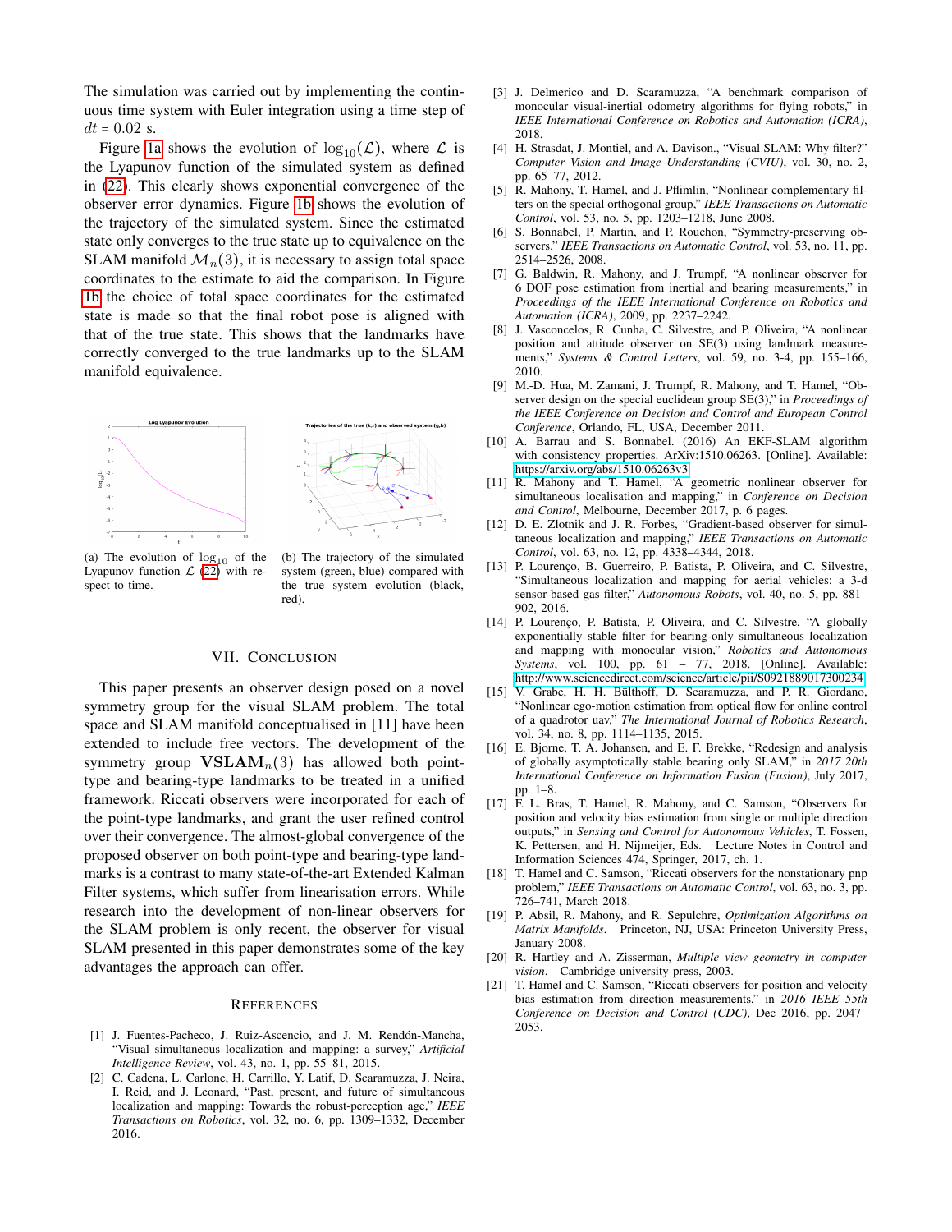The simulation was carried out by implementing the continuous time system with Euler integration using a time step of $dt = 0.02$ s.

Figure 1a shows the evolution of $\log_{10}(\mathcal{L})$, where $\mathcal{L}$ is the Lyapunov function of the simulated system as defined in (22). This clearly shows exponential convergence of the observer error dynamics. Figure 1b shows the evolution of the trajectory of the simulated system. Since the estimated state only converges to the true state up to equivalence on the SLAM manifold $\mathcal{M}_n(3)$, it is necessary to assign total space coordinates to the estimate to aid the comparison. In Figure 1b the choice of total space coordinates for the estimated state is made so that the final robot pose is aligned with that of the true state. This shows that the landmarks have correctly converged to the true landmarks up to the SLAM manifold equivalence.

Log Lyapunov Evolution

(a) The evolution of $\log_{10}$ of the Lyapunov function $\mathcal{L}$ (22) with respect to time.

Trajectories of the true (k,r) and observed system (g,b)

(b) The trajectory of the simulated system (green, blue) compared with the true system evolution (black, red).

## VII. Conclusion

This paper presents an observer design posed on a novel symmetry group for the visual SLAM problem. The total space and SLAM manifold conceptualised in [11] have been extended to include free vectors. The development of the symmetry group $\mathbf{VSLAM}_n(3)$ has allowed both point-type and bearing-type landmarks to be treated in a unified framework. Riccati observers were incorporated for each of the point-type landmarks, and grant the user refined control over their convergence. The almost-global convergence of the proposed observer on both point-type and bearing-type landmarks is a contrast to many state-of-the-art Extended Kalman Filter systems, which suffer from linearisation errors. While research into the development of non-linear observers for the SLAM problem is only recent, the observer for visual SLAM presented in this paper demonstrates some of the key advantages the approach can offer.

## References

[1] J. Fuentes-Pacheco, J. Ruiz-Ascencio, and J. M. Rendón-Mancha, "Visual simultaneous localization and mapping: a survey," *Artificial Intelligence Review*, vol. 43, no. 1, pp. 55–81, 2015.

[2] C. Cadena, L. Carlone, H. Carrillo, Y. Latif, D. Scaramuzza, J. Neira, I. Reid, and J. Leonard, "Past, present, and future of simultaneous localization and mapping: Towards the robust-perception age," *IEEE Transactions on Robotics*, vol. 32, no. 6, pp. 1309–1332, December 2016.

[3] J. Delmerico and D. Scaramuzza, "A benchmark comparison of monocular visual-inertial odometry algorithms for flying robots," in *IEEE International Conference on Robotics and Automation (ICRA)*, 2018.

[4] H. Strasdat, J. Montiel, and A. Davison., "Visual SLAM: Why filter?" *Computer Vision and Image Understanding (CVIU)*, vol. 30, no. 2, pp. 65–77, 2012.

[5] R. Mahony, T. Hamel, and J. Pflimlin, "Nonlinear complementary filters on the special orthogonal group," *IEEE Transactions on Automatic Control*, vol. 53, no. 5, pp. 1203–1218, June 2008.

[6] S. Bonnabel, P. Martin, and P. Rouchon, "Symmetry-preserving observers," *IEEE Transactions on Automatic Control*, vol. 53, no. 11, pp. 2514–2526, 2008.

[7] G. Baldwin, R. Mahony, and J. Trumpf, "A nonlinear observer for 6 DOF pose estimation from inertial and bearing measurements," in *Proceedings of the IEEE International Conference on Robotics and Automation (ICRA)*, 2009, pp. 2237–2242.

[8] J. Vasconcelos, R. Cunha, C. Silvestre, and P. Oliveira, "A nonlinear position and attitude observer on SE(3) using landmark measurements," *Systems & Control Letters*, vol. 59, no. 3-4, pp. 155–166, 2010.

[9] M.-D. Hua, M. Zamani, J. Trumpf, R. Mahony, and T. Hamel, "Observer design on the special euclidean group SE(3)," in *Proceedings of the IEEE Conference on Decision and Control and European Control Conference*, Orlando, FL, USA, December 2011.

[10] A. Barrau and S. Bonnabel. (2016) An EKF-SLAM algorithm with consistency properties. ArXiv:1510.06263. [Online]. Available: https://arxiv.org/abs/1510.06263v3

[11] R. Mahony and T. Hamel, "A geometric nonlinear observer for simultaneous localisation and mapping," in *Conference on Decision and Control*, Melbourne, December 2017, p. 6 pages.

[12] D. E. Zlotnik and J. R. Forbes, "Gradient-based observer for simultaneous localization and mapping," *IEEE Transactions on Automatic Control*, vol. 63, no. 12, pp. 4338–4344, 2018.

[13] P. Lourenço, B. Guerreiro, P. Batista, P. Oliveira, and C. Silvestre, "Simultaneous localization and mapping for aerial vehicles: a 3-d sensor-based gas filter," *Autonomous Robots*, vol. 40, no. 5, pp. 881–902, 2016.

[14] P. Lourenço, P. Batista, P. Oliveira, and C. Silvestre, "A globally exponentially stable filter for bearing-only simultaneous localization and mapping with monocular vision," *Robotics and Autonomous Systems*, vol. 100, pp. 61 – 77, 2018. [Online]. Available: http://www.sciencedirect.com/science/article/pii/S0921889017300234

[15] V. Grabe, H. H. Bülthoff, D. Scaramuzza, and P. R. Giordano, "Nonlinear ego-motion estimation from optical flow for online control of a quadrotor uav," *The International Journal of Robotics Research*, vol. 34, no. 8, pp. 1114–1135, 2015.

[16] E. Bjorne, T. A. Johansen, and E. F. Brekke, "Redesign and analysis of globally asymptotically stable bearing only SLAM," in *2017 20th International Conference on Information Fusion (Fusion)*, July 2017, pp. 1–8.

[17] F. L. Bras, T. Hamel, R. Mahony, and C. Samson, "Observers for position and velocity bias estimation from single or multiple direction outputs," in *Sensing and Control for Autonomous Vehicles*, T. Fossen, K. Pettersen, and H. Nijmeijer, Eds. Lecture Notes in Control and Information Sciences 474, Springer, 2017, ch. 1.

[18] T. Hamel and C. Samson, "Riccati observers for the nonstationary pnp problem," *IEEE Transactions on Automatic Control*, vol. 63, no. 3, pp. 726–741, March 2018.

[19] P. Absil, R. Mahony, and R. Sepulchre, *Optimization Algorithms on Matrix Manifolds*. Princeton, NJ, USA: Princeton University Press, January 2008.

[20] R. Hartley and A. Zisserman, *Multiple view geometry in computer vision*. Cambridge university press, 2003.

[21] T. Hamel and C. Samson, "Riccati observers for position and velocity bias estimation from direction measurements," in *2016 IEEE 55th Conference on Decision and Control (CDC)*, Dec 2016, pp. 2047–2053.